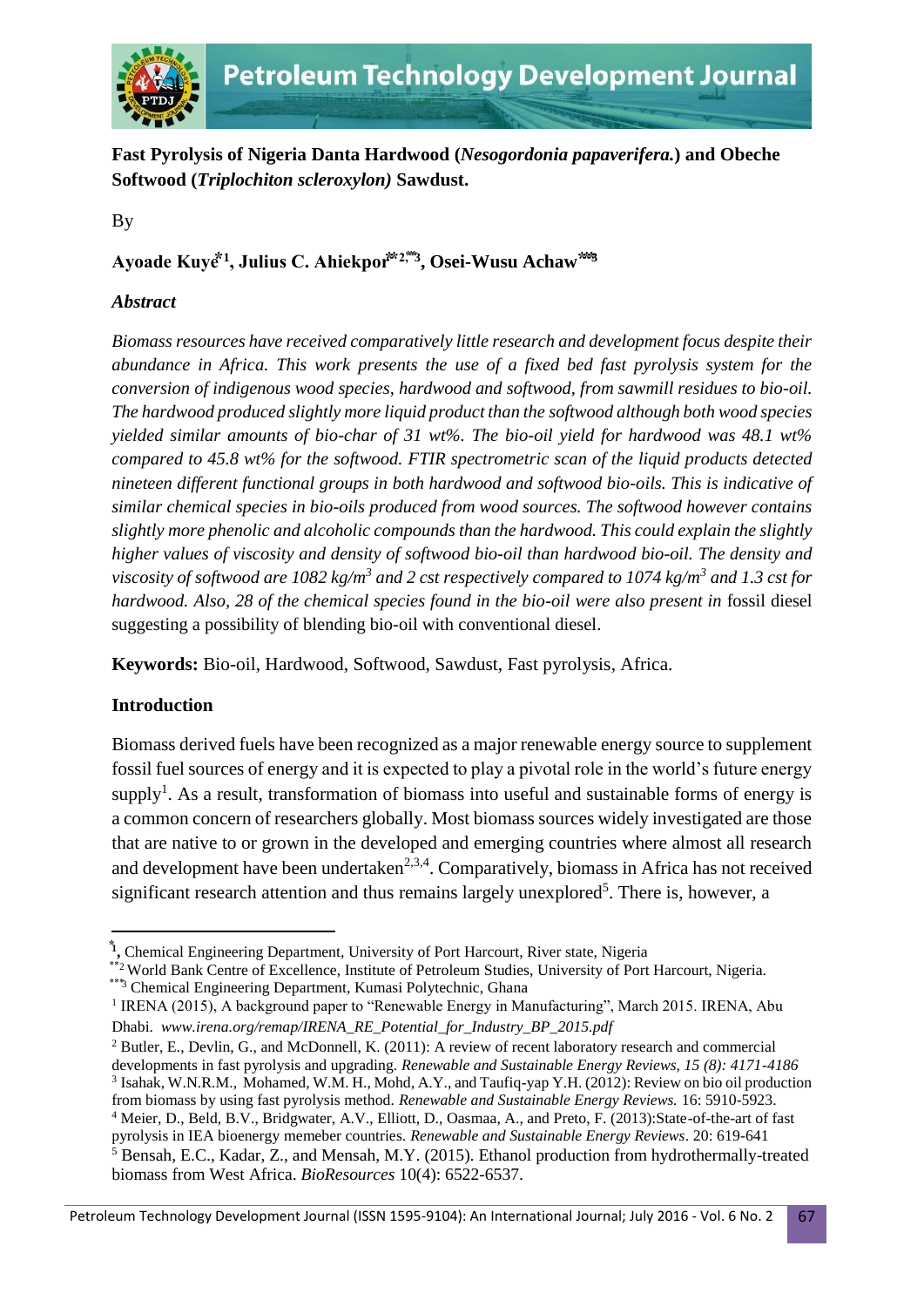**Fast Pyrolysis of Nigeria Danta Hardwood (*Nesogordonia papaverifera.*) and Obeche Softwood (*Triplochiton scleroxylon)* Sawdust.**

By

**Ayoade Kuye*[1], Julius C. Ahiekpor**[2], ***[3], Osei-Wusu Achaw***[3]**

***Abstract***

*Biomass resources have received comparatively little research and development focus despite their abundance in Africa. This work presents the use of a fixed bed fast pyrolysis system for the conversion of indigenous wood species, hardwood and softwood, from sawmill residues to bio-oil. The hardwood produced slightly more liquid product than the softwood although both wood species yielded similar amounts of bio-char of 31 wt%. The bio-oil yield for hardwood was 48.1 wt% compared to 45.8 wt% for the softwood. FTIR spectrometric scan of the liquid products detected nineteen different functional groups in both hardwood and softwood bio-oils. This is indicative of similar chemical species in bio-oils produced from wood sources. The softwood however contains slightly more phenolic and alcoholic compounds than the hardwood. This could explain the slightly higher values of viscosity and density of softwood bio-oil than hardwood bio-oil. The density and viscosity of softwood are 1082 kg/m$^3$ and 2 cst respectively compared to 1074 kg/m$^3$ and 1.3 cst for hardwood. Also, 28 of the chemical species found in the bio-oil were also present in* fossil diesel suggesting a possibility of blending bio-oil with conventional diesel.

**Keywords:** Bio-oil, Hardwood, Softwood, Sawdust, Fast pyrolysis, Africa.

## Introduction

Biomass derived fuels have been recognized as a major renewable energy source to supplement fossil fuel sources of energy and it is expected to play a pivotal role in the world's future energy supply[1]. As a result, transformation of biomass into useful and sustainable forms of energy is a common concern of researchers globally. Most biomass sources widely investigated are those that are native to or grown in the developed and emerging countries where almost all research and development have been undertaken[2,3,4]. Comparatively, biomass in Africa has not received significant research attention and thus remains largely unexplored[5]. There is, however, a

---

*[1], Chemical Engineering Department, University of Port Harcourt, River state, Nigeria

**[2] World Bank Centre of Excellence, Institute of Petroleum Studies, University of Port Harcourt, Nigeria.

***[3] Chemical Engineering Department, Kumasi Polytechnic, Ghana

[1] IRENA (2015), A background paper to "Renewable Energy in Manufacturing", March 2015. IRENA, Abu Dhabi. *www.irena.org/remap/IRENA_RE_Potential_for_Industry_BP_2015.pdf*

[2] Butler, E., Devlin, G., and McDonnell, K. (2011): A review of recent laboratory research and commercial developments in fast pyrolysis and upgrading. *Renewable and Sustainable Energy Reviews, 15 (8): 4171-4186*

[3] Isahak, W.N.R.M., Mohamed, W.M. H., Mohd, A.Y., and Taufiq-yap Y.H. (2012): Review on bio oil production from biomass by using fast pyrolysis method. *Renewable and Sustainable Energy Reviews.* 16: 5910-5923.

[4] Meier, D., Beld, B.V., Bridgwater, A.V., Elliott, D., Oasmaa, A., and Preto, F. (2013):State-of-the-art of fast pyrolysis in IEA bioenergy memeber countries. *Renewable and Sustainable Energy Reviews*. 20: 619-641

[5] Bensah, E.C., Kadar, Z., and Mensah, M.Y. (2015). Ethanol production from hydrothermally-treated biomass from West Africa. *BioResources* 10(4): 6522-6537.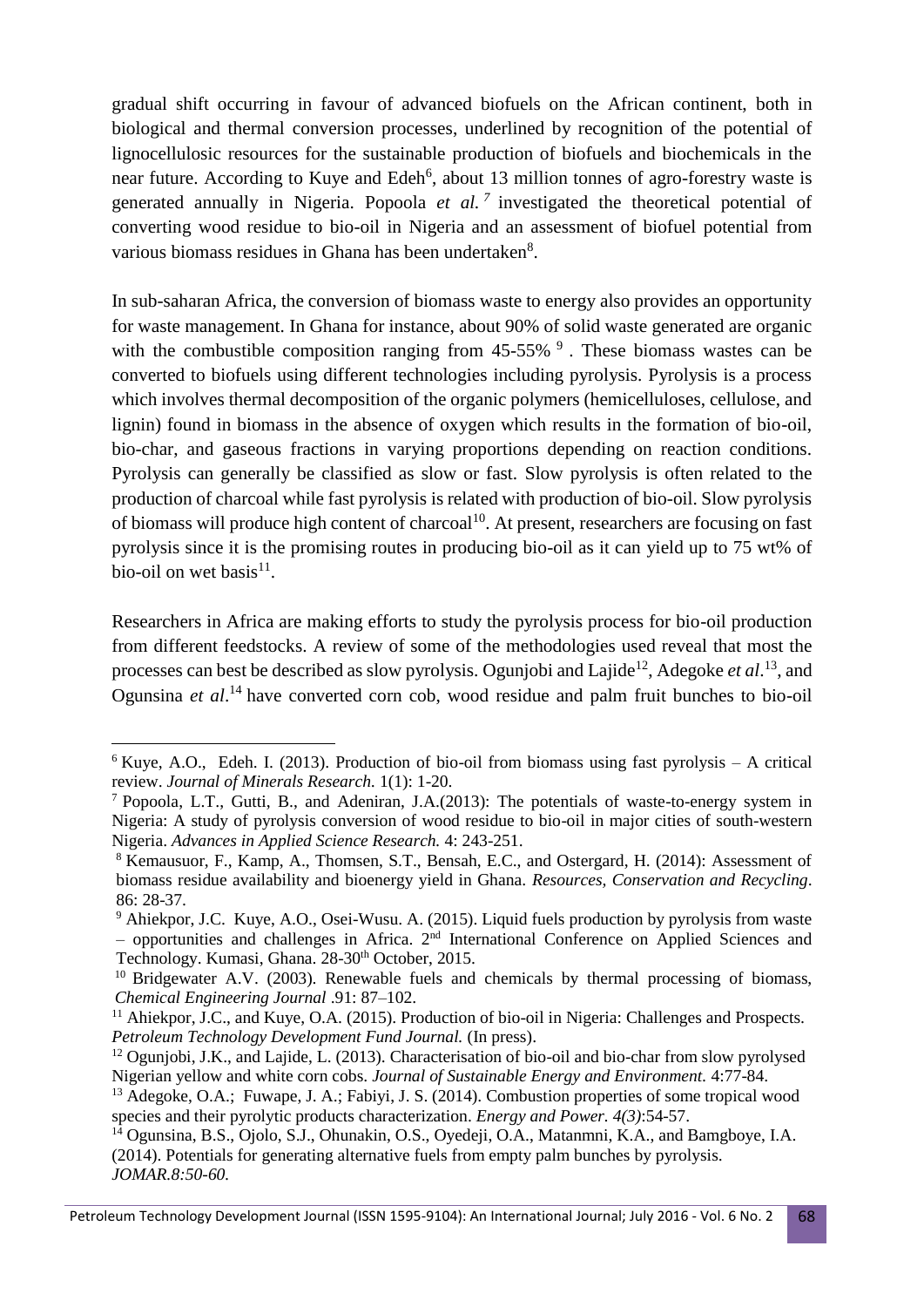gradual shift occurring in favour of advanced biofuels on the African continent, both in biological and thermal conversion processes, underlined by recognition of the potential of lignocellulosic resources for the sustainable production of biofuels and biochemicals in the near future. According to Kuye and Edeh[6], about 13 million tonnes of agro-forestry waste is generated annually in Nigeria. Popoola *et al.*[7] investigated the theoretical potential of converting wood residue to bio-oil in Nigeria and an assessment of biofuel potential from various biomass residues in Ghana has been undertaken[8].

In sub-saharan Africa, the conversion of biomass waste to energy also provides an opportunity for waste management. In Ghana for instance, about 90% of solid waste generated are organic with the combustible composition ranging from 45-55%[9]. These biomass wastes can be converted to biofuels using different technologies including pyrolysis. Pyrolysis is a process which involves thermal decomposition of the organic polymers (hemicelluloses, cellulose, and lignin) found in biomass in the absence of oxygen which results in the formation of bio-oil, bio-char, and gaseous fractions in varying proportions depending on reaction conditions. Pyrolysis can generally be classified as slow or fast. Slow pyrolysis is often related to the production of charcoal while fast pyrolysis is related with production of bio-oil. Slow pyrolysis of biomass will produce high content of charcoal[10]. At present, researchers are focusing on fast pyrolysis since it is the promising routes in producing bio-oil as it can yield up to 75 wt% of bio-oil on wet basis[11].

Researchers in Africa are making efforts to study the pyrolysis process for bio-oil production from different feedstocks. A review of some of the methodologies used reveal that most the processes can best be described as slow pyrolysis. Ogunjobi and Lajide[12], Adegoke *et al*.[13], and Ogunsina *et al*.[14] have converted corn cob, wood residue and palm fruit bunches to bio-oil

---

[6] Kuye, A.O., Edeh. I. (2013). Production of bio-oil from biomass using fast pyrolysis – A critical review. *Journal of Minerals Research.* 1(1): 1-20.

[7] Popoola, L.T., Gutti, B., and Adeniran, J.A.(2013): The potentials of waste-to-energy system in Nigeria: A study of pyrolysis conversion of wood residue to bio-oil in major cities of south-western Nigeria. *Advances in Applied Science Research.* 4: 243-251.

[8] Kemausuor, F., Kamp, A., Thomsen, S.T., Bensah, E.C., and Ostergard, H. (2014): Assessment of biomass residue availability and bioenergy yield in Ghana. *Resources, Conservation and Recycling*. 86: 28-37.

[9] Ahiekpor, J.C. Kuye, A.O., Osei-Wusu. A. (2015). Liquid fuels production by pyrolysis from waste – opportunities and challenges in Africa. 2nd International Conference on Applied Sciences and Technology. Kumasi, Ghana. 28-30th October, 2015.

[10] Bridgewater A.V. (2003). Renewable fuels and chemicals by thermal processing of biomass, *Chemical Engineering Journal* .91: 87–102.

[11] Ahiekpor, J.C., and Kuye, O.A. (2015). Production of bio-oil in Nigeria: Challenges and Prospects. *Petroleum Technology Development Fund Journal.* (In press).

[12] Ogunjobi, J.K., and Lajide, L. (2013). Characterisation of bio-oil and bio-char from slow pyrolysed Nigerian yellow and white corn cobs. *Journal of Sustainable Energy and Environment.* 4:77-84.

[13] Adegoke, O.A.; Fuwape, J. A.; Fabiyi, J. S. (2014). Combustion properties of some tropical wood species and their pyrolytic products characterization. *Energy and Power. 4(3)*:54-57.

[14] Ogunsina, B.S., Ojolo, S.J., Ohunakin, O.S., Oyedeji, O.A., Matanmni, K.A., and Bamgboye, I.A. (2014). Potentials for generating alternative fuels from empty palm bunches by pyrolysis. *JOMAR.8:50-60.*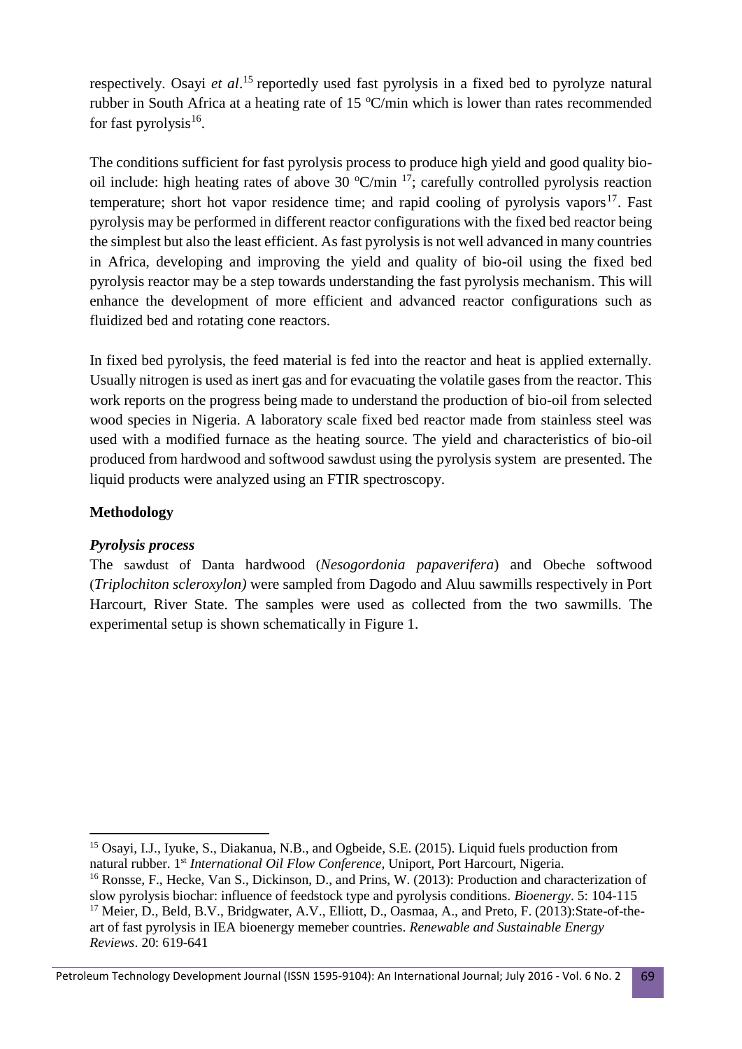respectively. Osayi *et al*.[15] reportedly used fast pyrolysis in a fixed bed to pyrolyze natural rubber in South Africa at a heating rate of 15 $^{o}$C/min which is lower than rates recommended for fast pyrolysis[16].

The conditions sufficient for fast pyrolysis process to produce high yield and good quality bio-oil include: high heating rates of above 30 $^{o}$C/min [17]; carefully controlled pyrolysis reaction temperature; short hot vapor residence time; and rapid cooling of pyrolysis vapors[17]. Fast pyrolysis may be performed in different reactor configurations with the fixed bed reactor being the simplest but also the least efficient. As fast pyrolysis is not well advanced in many countries in Africa, developing and improving the yield and quality of bio-oil using the fixed bed pyrolysis reactor may be a step towards understanding the fast pyrolysis mechanism. This will enhance the development of more efficient and advanced reactor configurations such as fluidized bed and rotating cone reactors.

In fixed bed pyrolysis, the feed material is fed into the reactor and heat is applied externally. Usually nitrogen is used as inert gas and for evacuating the volatile gases from the reactor. This work reports on the progress being made to understand the production of bio-oil from selected wood species in Nigeria. A laboratory scale fixed bed reactor made from stainless steel was used with a modified furnace as the heating source. The yield and characteristics of bio-oil produced from hardwood and softwood sawdust using the pyrolysis system are presented. The liquid products were analyzed using an FTIR spectroscopy.

## Methodology

### *Pyrolysis process*

The sawdust of Danta hardwood (*Nesogordonia papaverifera*) and Obeche softwood (*Triplochiton scleroxylon)* were sampled from Dagodo and Aluu sawmills respectively in Port Harcourt, River State. The samples were used as collected from the two sawmills. The experimental setup is shown schematically in Figure 1.

---

[15] Osayi, I.J., Iyuke, S., Diakanua, N.B., and Ogbeide, S.E. (2015). Liquid fuels production from natural rubber. 1st *International Oil Flow Conference*, Uniport, Port Harcourt, Nigeria.

[16] Ronsse, F., Hecke, Van S., Dickinson, D., and Prins, W. (2013): Production and characterization of slow pyrolysis biochar: influence of feedstock type and pyrolysis conditions. *Bioenergy*. 5: 104-115

[17] Meier, D., Beld, B.V., Bridgwater, A.V., Elliott, D., Oasmaa, A., and Preto, F. (2013):State-of-the-art of fast pyrolysis in IEA bioenergy memeber countries. *Renewable and Sustainable Energy Reviews*. 20: 619-641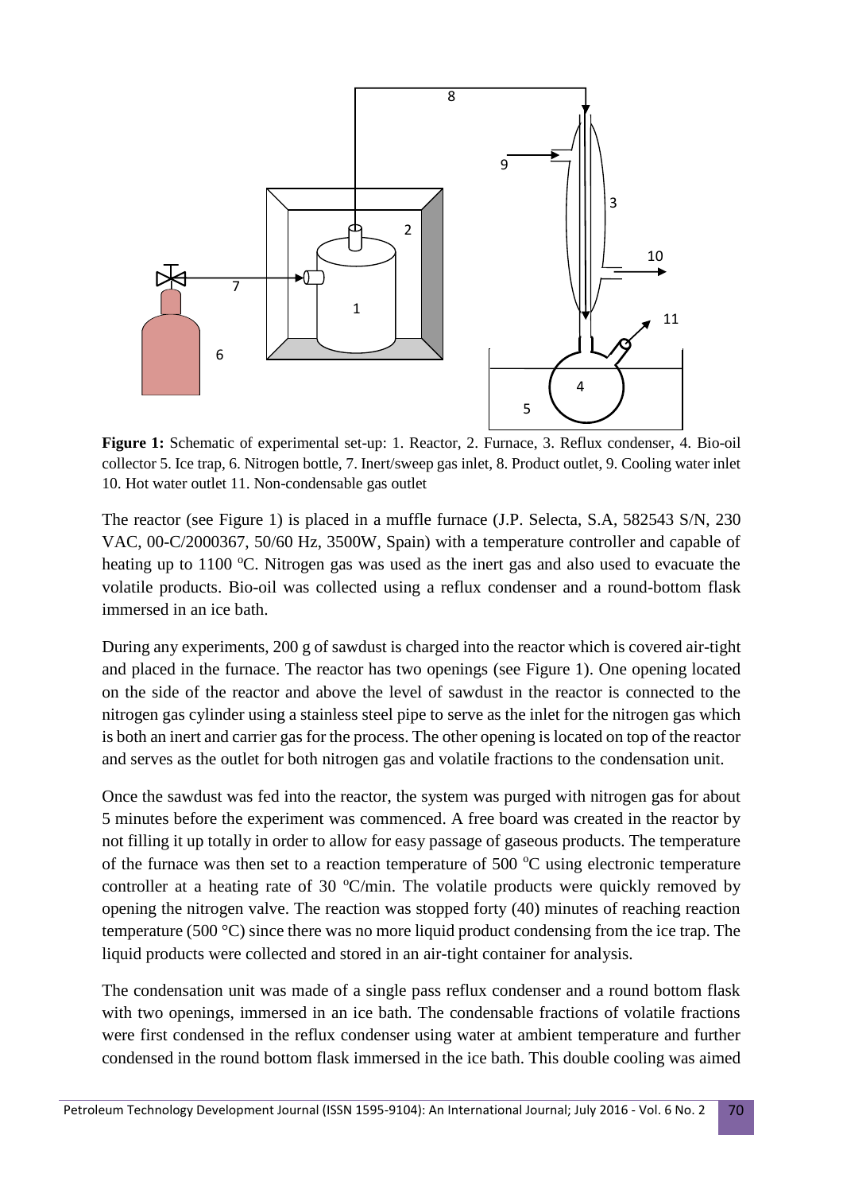**Figure 1:** Schematic of experimental set-up: 1. Reactor, 2. Furnace, 3. Reflux condenser, 4. Bio-oil collector 5. Ice trap, 6. Nitrogen bottle, 7. Inert/sweep gas inlet, 8. Product outlet, 9. Cooling water inlet 10. Hot water outlet 11. Non-condensable gas outlet

The reactor (see Figure 1) is placed in a muffle furnace (J.P. Selecta, S.A, 582543 S/N, 230 VAC, 00-C/2000367, 50/60 Hz, 3500W, Spain) with a temperature controller and capable of heating up to 1100 $^{o}$C. Nitrogen gas was used as the inert gas and also used to evacuate the volatile products. Bio-oil was collected using a reflux condenser and a round-bottom flask immersed in an ice bath.

During any experiments, 200 g of sawdust is charged into the reactor which is covered air-tight and placed in the furnace. The reactor has two openings (see Figure 1). One opening located on the side of the reactor and above the level of sawdust in the reactor is connected to the nitrogen gas cylinder using a stainless steel pipe to serve as the inlet for the nitrogen gas which is both an inert and carrier gas for the process. The other opening is located on top of the reactor and serves as the outlet for both nitrogen gas and volatile fractions to the condensation unit.

Once the sawdust was fed into the reactor, the system was purged with nitrogen gas for about 5 minutes before the experiment was commenced. A free board was created in the reactor by not filling it up totally in order to allow for easy passage of gaseous products. The temperature of the furnace was then set to a reaction temperature of 500 $^{o}$C using electronic temperature controller at a heating rate of 30 $^{o}$C/min. The volatile products were quickly removed by opening the nitrogen valve. The reaction was stopped forty (40) minutes of reaching reaction temperature (500 °C) since there was no more liquid product condensing from the ice trap. The liquid products were collected and stored in an air-tight container for analysis.

The condensation unit was made of a single pass reflux condenser and a round bottom flask with two openings, immersed in an ice bath. The condensable fractions of volatile fractions were first condensed in the reflux condenser using water at ambient temperature and further condensed in the round bottom flask immersed in the ice bath. This double cooling was aimed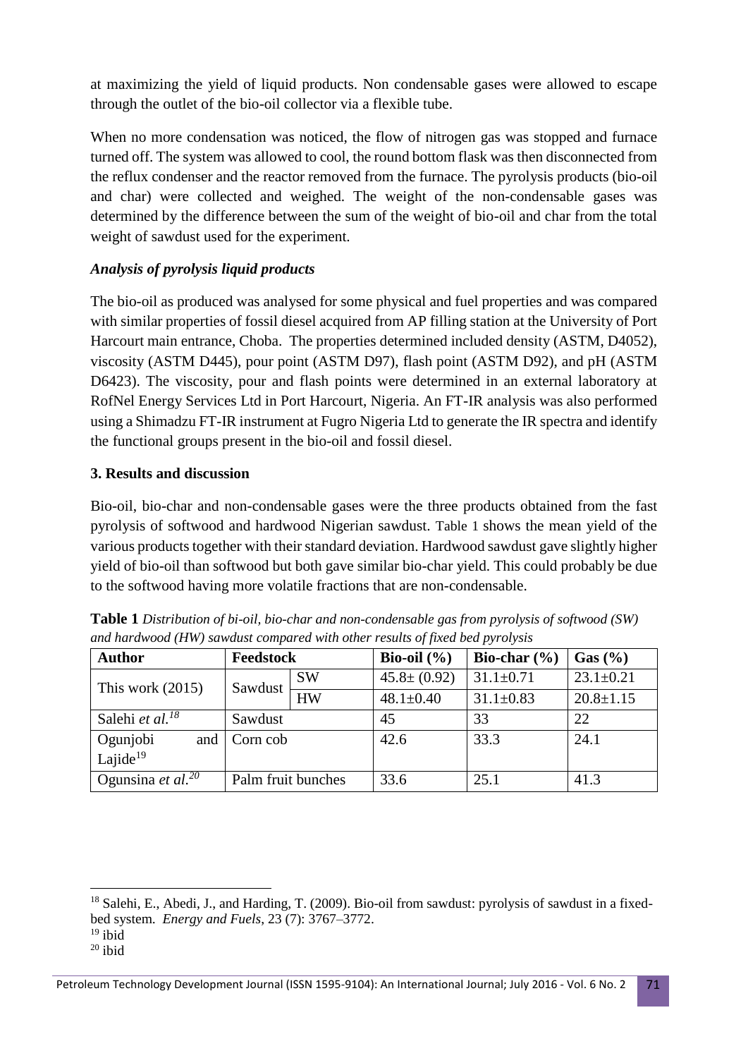at maximizing the yield of liquid products. Non condensable gases were allowed to escape through the outlet of the bio-oil collector via a flexible tube.

When no more condensation was noticed, the flow of nitrogen gas was stopped and furnace turned off. The system was allowed to cool, the round bottom flask was then disconnected from the reflux condenser and the reactor removed from the furnace. The pyrolysis products (bio-oil and char) were collected and weighed. The weight of the non-condensable gases was determined by the difference between the sum of the weight of bio-oil and char from the total weight of sawdust used for the experiment.

### *Analysis of pyrolysis liquid products*

The bio-oil as produced was analysed for some physical and fuel properties and was compared with similar properties of fossil diesel acquired from AP filling station at the University of Port Harcourt main entrance, Choba. The properties determined included density (ASTM, D4052), viscosity (ASTM D445), pour point (ASTM D97), flash point (ASTM D92), and pH (ASTM D6423). The viscosity, pour and flash points were determined in an external laboratory at RofNel Energy Services Ltd in Port Harcourt, Nigeria. An FT-IR analysis was also performed using a Shimadzu FT-IR instrument at Fugro Nigeria Ltd to generate the IR spectra and identify the functional groups present in the bio-oil and fossil diesel.

## 3. Results and discussion

Bio-oil, bio-char and non-condensable gases were the three products obtained from the fast pyrolysis of softwood and hardwood Nigerian sawdust. Table 1 shows the mean yield of the various products together with their standard deviation. Hardwood sawdust gave slightly higher yield of bio-oil than softwood but both gave similar bio-char yield. This could probably be due to the softwood having more volatile fractions that are non-condensable.

**Table 1** *Distribution of bi-oil, bio-char and non-condensable gas from pyrolysis of softwood (SW) and hardwood (HW) sawdust compared with other results of fixed bed pyrolysis*

| Author | Feedstock | | Bio-oil (%) | Bio-char (%) | Gas (%) |
|---|---|---|---|---|---|
| This work (2015) | Sawdust | SW | 45.8± (0.92) | 31.1±0.71 | 23.1±0.21 |
| | | HW | 48.1±0.40 | 31.1±0.83 | 20.8±1.15 |
| Salehi *et al.*[18] | Sawdust | | 45 | 33 | 22 |
| Ogunjobi and Lajide[19] | Corn cob | | 42.6 | 33.3 | 24.1 |
| Ogunsina *et al.*[20] | Palm fruit bunches | | 33.6 | 25.1 | 41.3 |

---

[18] Salehi, E., Abedi, J., and Harding, T. (2009). Bio-oil from sawdust: pyrolysis of sawdust in a fixed-bed system. *Energy and Fuels*, 23 (7): 3767–3772.

[19] ibid

[20] ibid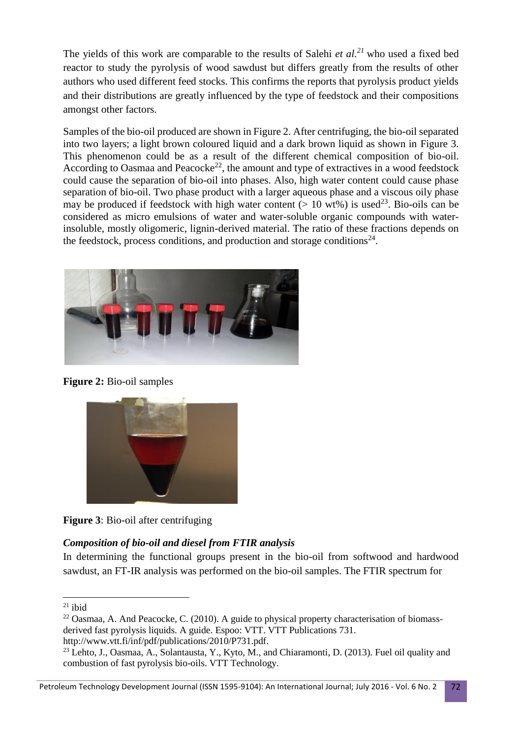The yields of this work are comparable to the results of Salehi *et al.*[21] who used a fixed bed reactor to study the pyrolysis of wood sawdust but differs greatly from the results of other authors who used different feed stocks. This confirms the reports that pyrolysis product yields and their distributions are greatly influenced by the type of feedstock and their compositions amongst other factors.

Samples of the bio-oil produced are shown in Figure 2. After centrifuging, the bio-oil separated into two layers; a light brown coloured liquid and a dark brown liquid as shown in Figure 3. This phenomenon could be as a result of the different chemical composition of bio-oil. According to Oasmaa and Peacocke[22], the amount and type of extractives in a wood feedstock could cause the separation of bio-oil into phases. Also, high water content could cause phase separation of bio-oil. Two phase product with a larger aqueous phase and a viscous oily phase may be produced if feedstock with high water content (> 10 wt%) is used[23]. Bio-oils can be considered as micro emulsions of water and water-soluble organic compounds with water-insoluble, mostly oligomeric, lignin-derived material. The ratio of these fractions depends on the feedstock, process conditions, and production and storage conditions[24].

**Figure 2:** Bio-oil samples

**Figure 3**: Bio-oil after centrifuging

### *Composition of bio-oil and diesel from FTIR analysis*

In determining the functional groups present in the bio-oil from softwood and hardwood sawdust, an FT-IR analysis was performed on the bio-oil samples. The FTIR spectrum for

---

[21] ibid

[22] Oasmaa, A. And Peacocke, C. (2010). A guide to physical property characterisation of biomass-derived fast pyrolysis liquids. A guide. Espoo: VTT. VTT Publications 731. http://www.vtt.fi/inf/pdf/publications/2010/P731.pdf.

[23] Lehto, J., Oasmaa, A., Solantausta, Y., Kyto, M., and Chiaramonti, D. (2013). Fuel oil quality and combustion of fast pyrolysis bio-oils. VTT Technology.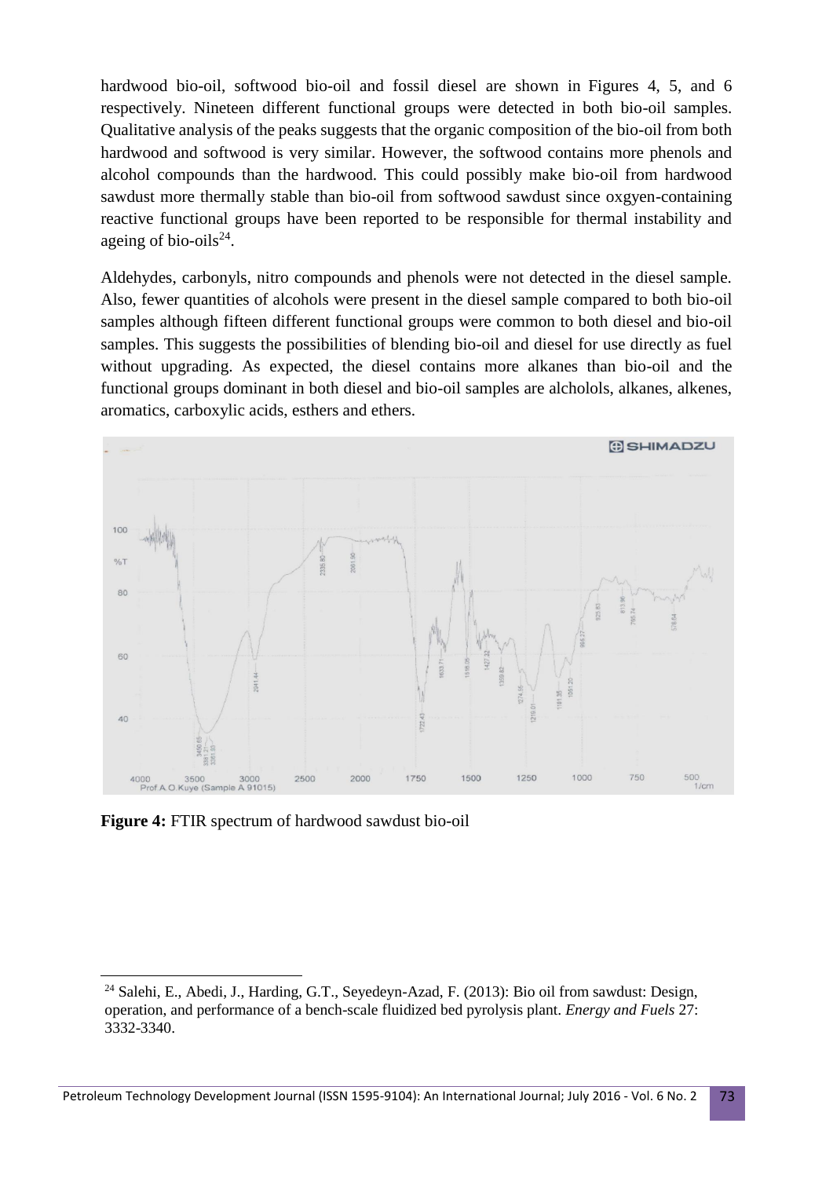hardwood bio-oil, softwood bio-oil and fossil diesel are shown in Figures 4, 5, and 6 respectively. Nineteen different functional groups were detected in both bio-oil samples. Qualitative analysis of the peaks suggests that the organic composition of the bio-oil from both hardwood and softwood is very similar. However, the softwood contains more phenols and alcohol compounds than the hardwood. This could possibly make bio-oil from hardwood sawdust more thermally stable than bio-oil from softwood sawdust since oxgyen-containing reactive functional groups have been reported to be responsible for thermal instability and ageing of bio-oils[24].

Aldehydes, carbonyls, nitro compounds and phenols were not detected in the diesel sample. Also, fewer quantities of alcohols were present in the diesel sample compared to both bio-oil samples although fifteen different functional groups were common to both diesel and bio-oil samples. This suggests the possibilities of blending bio-oil and diesel for use directly as fuel without upgrading. As expected, the diesel contains more alkanes than bio-oil and the functional groups dominant in both diesel and bio-oil samples are alcholols, alkanes, alkenes, aromatics, carboxylic acids, esthers and ethers.

**Figure 4:** FTIR spectrum of hardwood sawdust bio-oil

[24] Salehi, E., Abedi, J., Harding, G.T., Seyedeyn-Azad, F. (2013): Bio oil from sawdust: Design, operation, and performance of a bench-scale fluidized bed pyrolysis plant. *Energy and Fuels* 27: 3332-3340.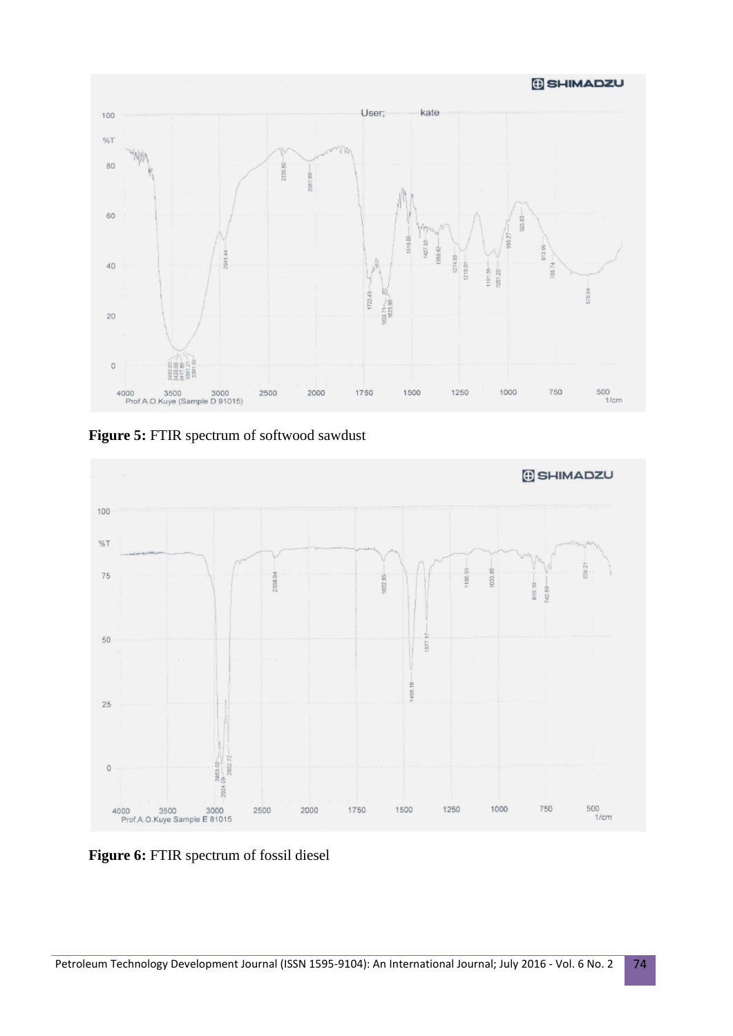**Figure 5:** FTIR spectrum of softwood sawdust

**Figure 6:** FTIR spectrum of fossil diesel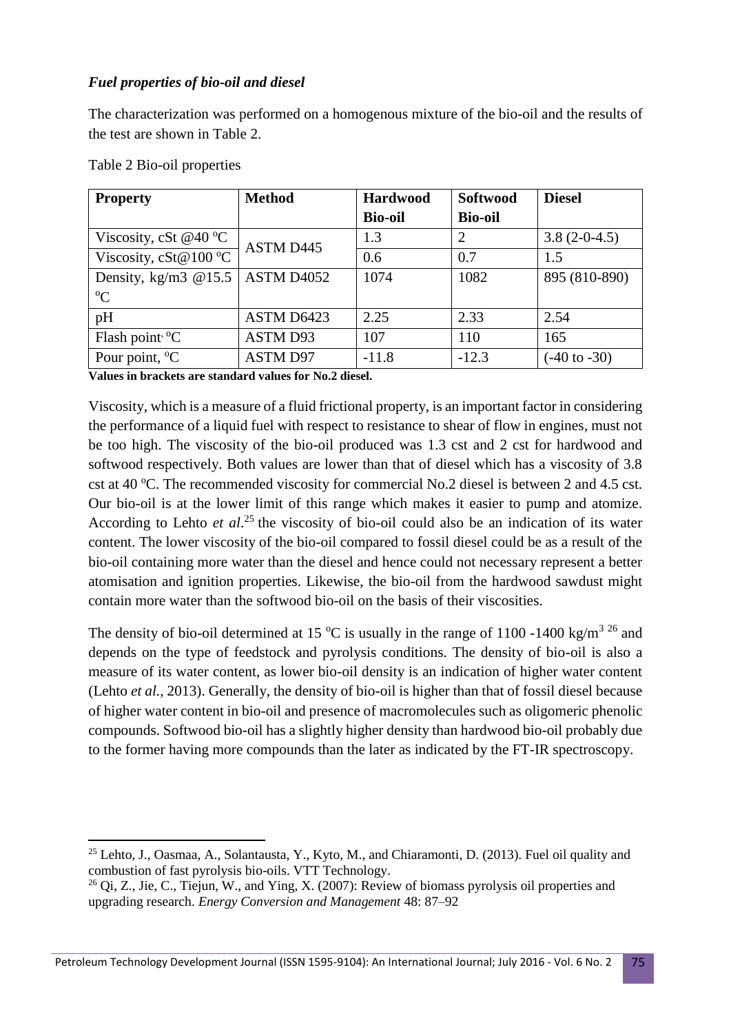### *Fuel properties of bio-oil and diesel*

The characterization was performed on a homogenous mixture of the bio-oil and the results of the test are shown in Table 2.

Table 2 Bio-oil properties

| **Property** | **Method** | **Hardwood Bio-oil** | **Softwood Bio-oil** | **Diesel** |
|---|---|---|---|---|
| Viscosity, cSt @40 $^{o}$C | ASTM D445 | 1.3 | 2 | 3.8 (2-0-4.5) |
| Viscosity, cSt@100 $^{o}$C | | 0.6 | 0.7 | 1.5 |
| Density, kg/m3 @15.5 $^{o}$C | ASTM D4052 | 1074 | 1082 | 895 (810-890) |
| pH | ASTM D6423 | 2.25 | 2.33 | 2.54 |
| Flash point, $^{o}$C | ASTM D93 | 107 | 110 | 165 |
| Pour point, $^{o}$C | ASTM D97 | -11.8 | -12.3 | (-40 to -30) |

**Values in brackets are standard values for No.2 diesel.**

Viscosity, which is a measure of a fluid frictional property, is an important factor in considering the performance of a liquid fuel with respect to resistance to shear of flow in engines, must not be too high. The viscosity of the bio-oil produced was 1.3 cst and 2 cst for hardwood and softwood respectively. Both values are lower than that of diesel which has a viscosity of 3.8 cst at 40 $^{o}$C. The recommended viscosity for commercial No.2 diesel is between 2 and 4.5 cst. Our bio-oil is at the lower limit of this range which makes it easier to pump and atomize. According to Lehto *et al*.[25] the viscosity of bio-oil could also be an indication of its water content. The lower viscosity of the bio-oil compared to fossil diesel could be as a result of the bio-oil containing more water than the diesel and hence could not necessary represent a better atomisation and ignition properties. Likewise, the bio-oil from the hardwood sawdust might contain more water than the softwood bio-oil on the basis of their viscosities.

The density of bio-oil determined at 15 $^{o}$C is usually in the range of 1100 -1400 kg/m$^3$ [26] and depends on the type of feedstock and pyrolysis conditions. The density of bio-oil is also a measure of its water content, as lower bio-oil density is an indication of higher water content (Lehto *et al.,* 2013). Generally, the density of bio-oil is higher than that of fossil diesel because of higher water content in bio-oil and presence of macromolecules such as oligomeric phenolic compounds. Softwood bio-oil has a slightly higher density than hardwood bio-oil probably due to the former having more compounds than the later as indicated by the FT-IR spectroscopy.

---

[25] Lehto, J., Oasmaa, A., Solantausta, Y., Kyto, M., and Chiaramonti, D. (2013). Fuel oil quality and combustion of fast pyrolysis bio-oils. VTT Technology.

[26] Qi, Z., Jie, C., Tiejun, W., and Ying, X. (2007): Review of biomass pyrolysis oil properties and upgrading research. *Energy Conversion and Management* 48: 87–92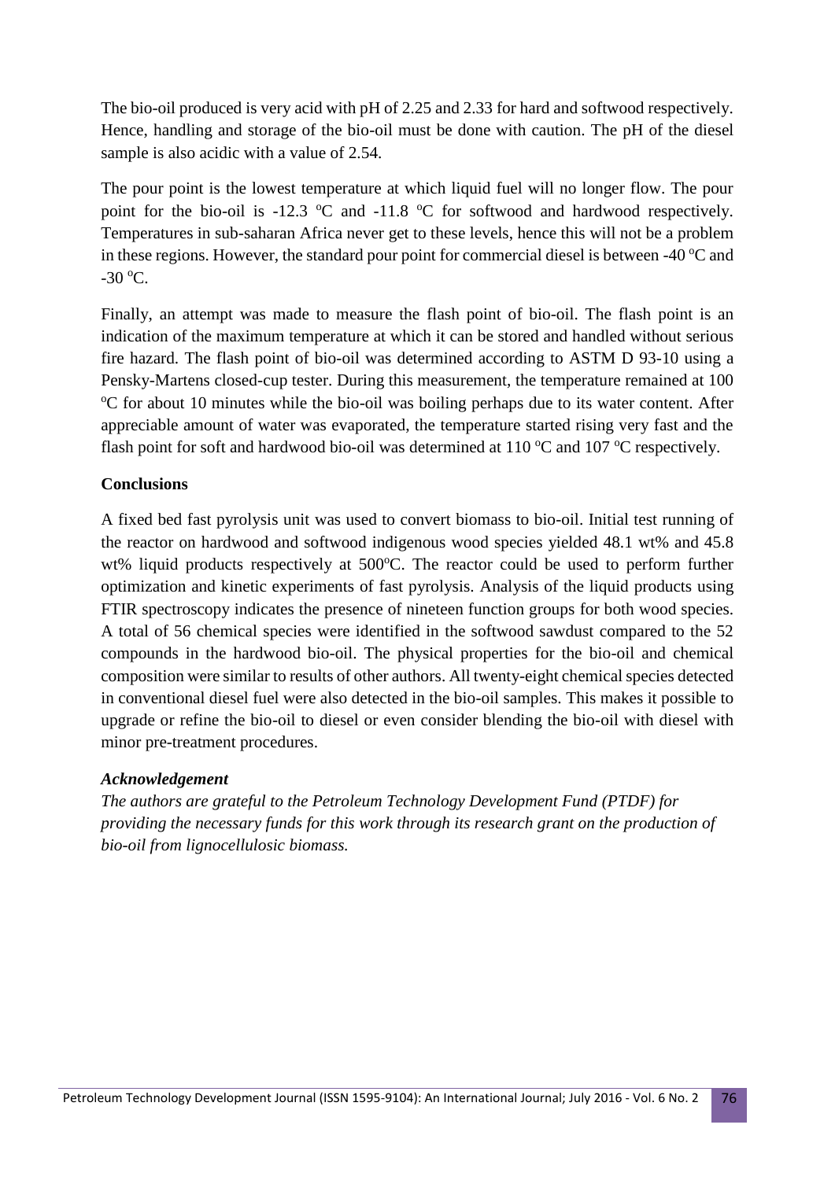The bio-oil produced is very acid with pH of 2.25 and 2.33 for hard and softwood respectively. Hence, handling and storage of the bio-oil must be done with caution. The pH of the diesel sample is also acidic with a value of 2.54.

The pour point is the lowest temperature at which liquid fuel will no longer flow. The pour point for the bio-oil is -12.3 $^{o}$C and -11.8 $^{o}$C for softwood and hardwood respectively. Temperatures in sub-saharan Africa never get to these levels, hence this will not be a problem in these regions. However, the standard pour point for commercial diesel is between -40 $^{o}$C and -30 $^{o}$C.

Finally, an attempt was made to measure the flash point of bio-oil. The flash point is an indication of the maximum temperature at which it can be stored and handled without serious fire hazard. The flash point of bio-oil was determined according to ASTM D 93-10 using a Pensky-Martens closed-cup tester. During this measurement, the temperature remained at 100 $^{o}$C for about 10 minutes while the bio-oil was boiling perhaps due to its water content. After appreciable amount of water was evaporated, the temperature started rising very fast and the flash point for soft and hardwood bio-oil was determined at 110 $^{o}$C and 107 $^{o}$C respectively.

## Conclusions

A fixed bed fast pyrolysis unit was used to convert biomass to bio-oil. Initial test running of the reactor on hardwood and softwood indigenous wood species yielded 48.1 wt% and 45.8 wt% liquid products respectively at 500$^{o}$C. The reactor could be used to perform further optimization and kinetic experiments of fast pyrolysis. Analysis of the liquid products using FTIR spectroscopy indicates the presence of nineteen function groups for both wood species. A total of 56 chemical species were identified in the softwood sawdust compared to the 52 compounds in the hardwood bio-oil. The physical properties for the bio-oil and chemical composition were similar to results of other authors. All twenty-eight chemical species detected in conventional diesel fuel were also detected in the bio-oil samples. This makes it possible to upgrade or refine the bio-oil to diesel or even consider blending the bio-oil with diesel with minor pre-treatment procedures.

### *Acknowledgement*

*The authors are grateful to the Petroleum Technology Development Fund (PTDF) for providing the necessary funds for this work through its research grant on the production of bio-oil from lignocellulosic biomass.*